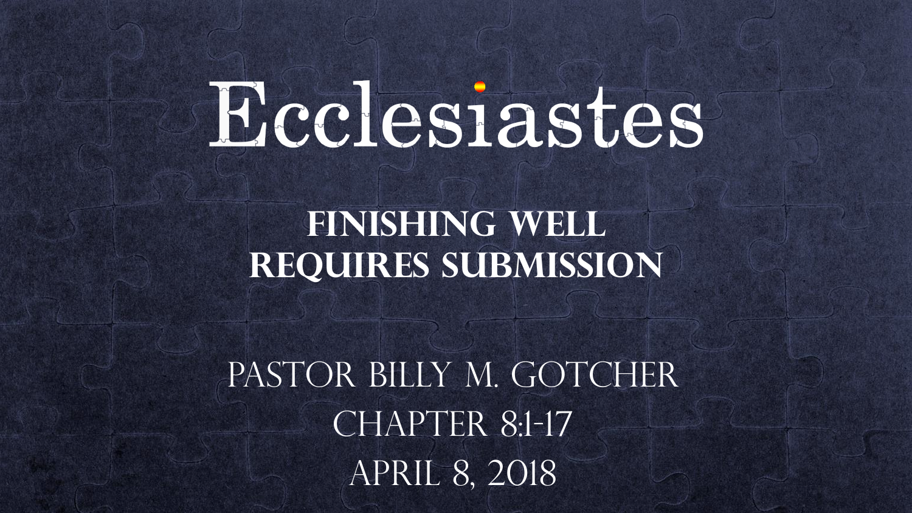# Ecclesiastes

## Finishing Well Requires Submission

Pastor Billy M. Gotcher

Chapter 8:1-17

April 8, 2018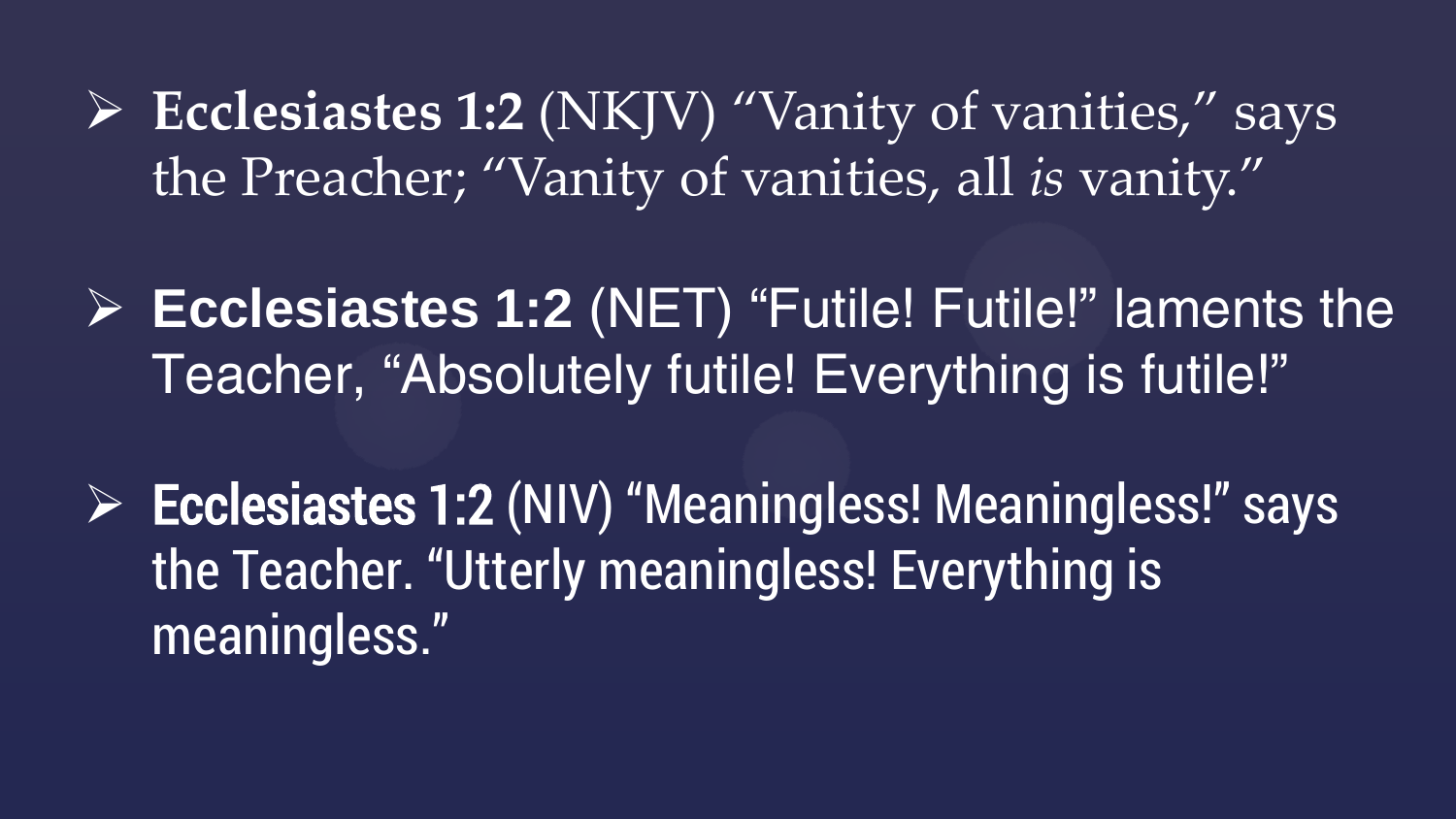- **Ecclesiastes 1:2** (NKJV) "Vanity of vanities," says the Preacher; "Vanity of vanities, all *is* vanity."

- **Ecclesiastes 1:2** (NET) "Futile! Futile!" laments the Teacher, "Absolutely futile! Everything is futile!"

- **Ecclesiastes 1:2** (NIV) "Meaningless! Meaningless!" says the Teacher. "Utterly meaningless! Everything is meaningless."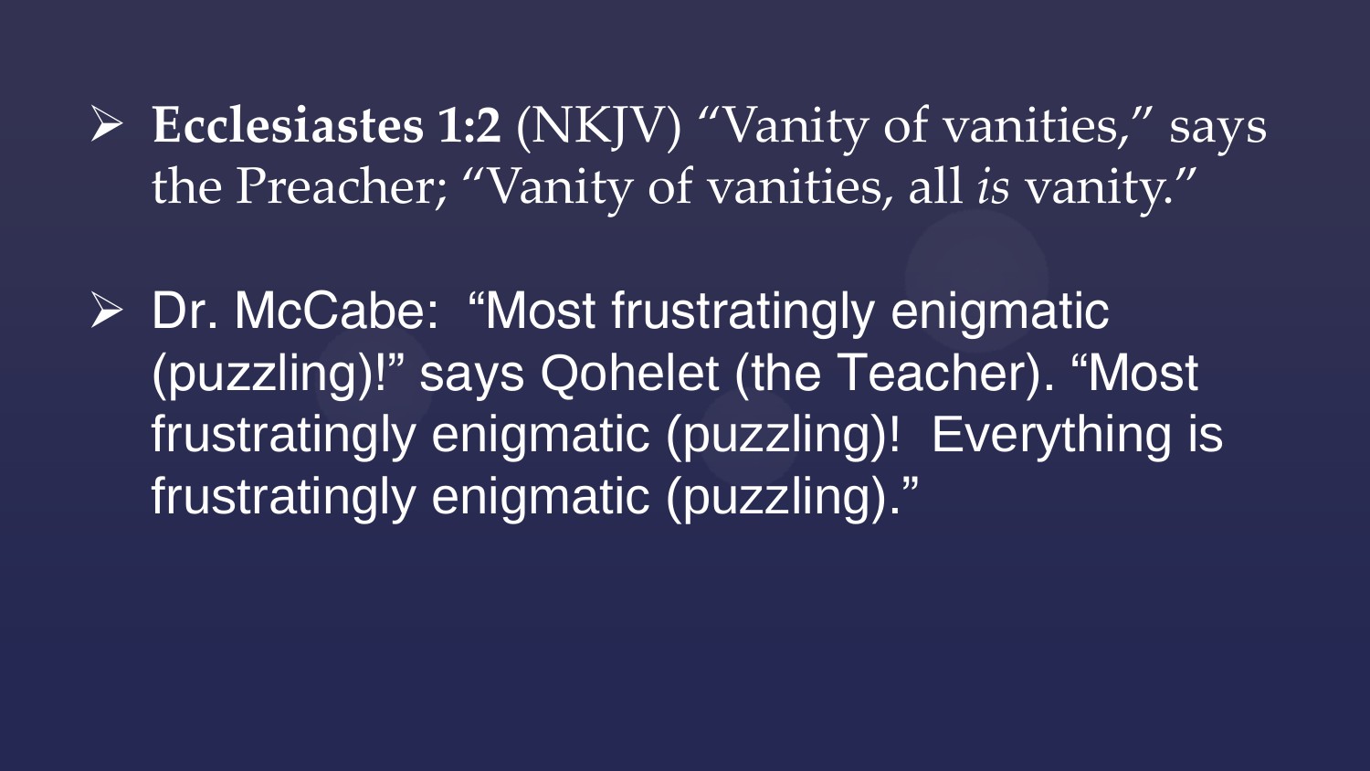- **Ecclesiastes 1:2** (NKJV) "Vanity of vanities," says the Preacher; "Vanity of vanities, all *is* vanity."

- Dr. McCabe: "Most frustratingly enigmatic (puzzling)!" says Qohelet (the Teacher). "Most frustratingly enigmatic (puzzling)! Everything is frustratingly enigmatic (puzzling)."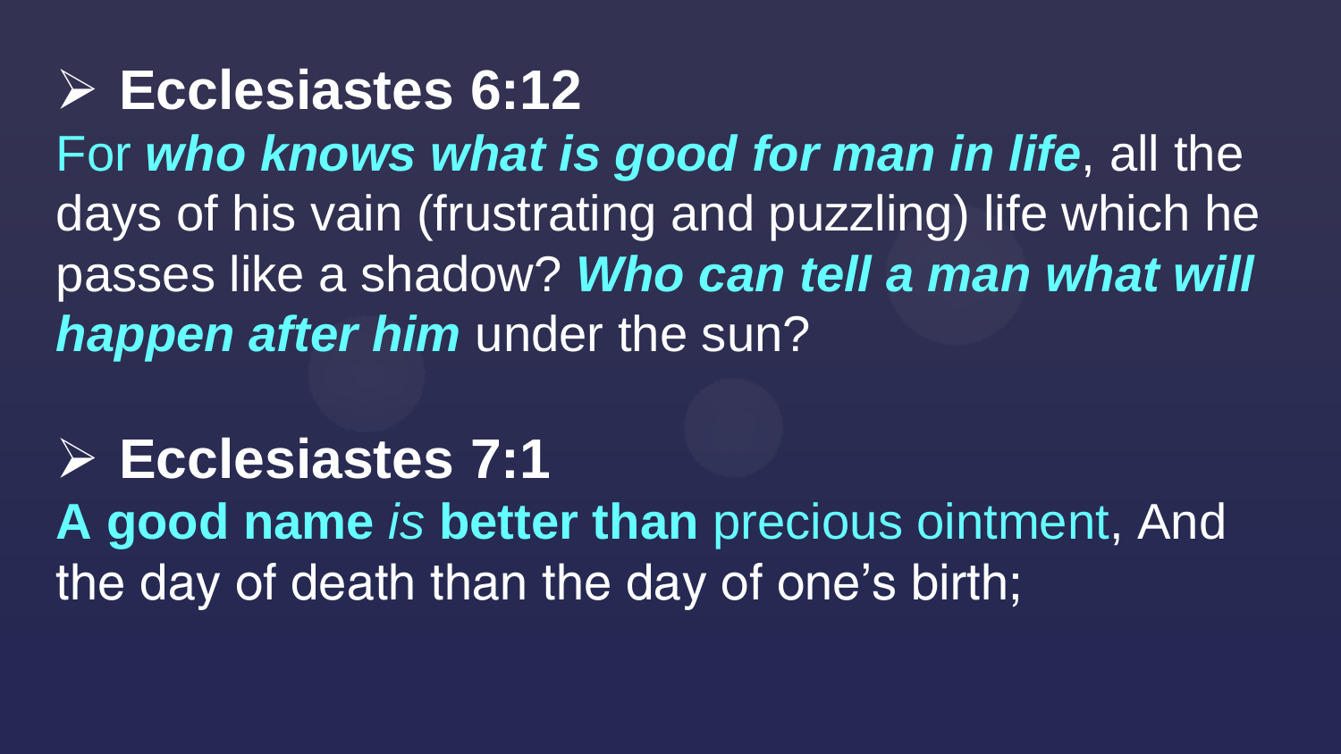## ➢ Ecclesiastes 6:12

For ***who knows what is good for man in life***, all the days of his vain (frustrating and puzzling) life which he passes like a shadow? ***Who can tell a man what will happen after him*** under the sun?

## ➢ Ecclesiastes 7:1

**A good name** *is* **better than** precious ointment, And the day of death than the day of one's birth;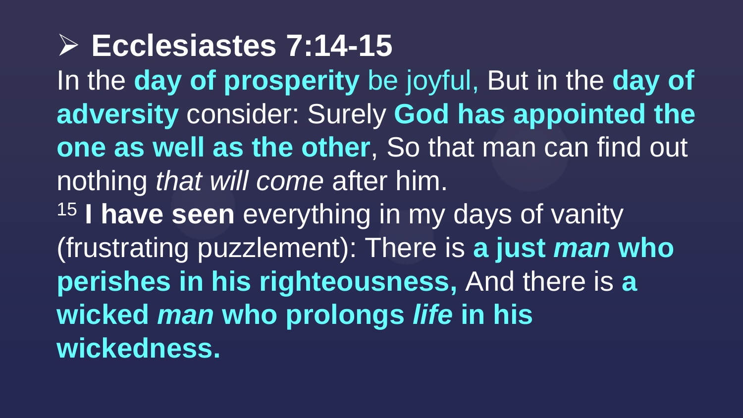- **Ecclesiastes 7:14-15**

In the **day of prosperity** be joyful, But in the **day of adversity** consider: Surely **God has appointed the one as well as the other**, So that man can find out nothing *that will come* after him.

15 **I have seen** everything in my days of vanity (frustrating puzzlement): There is **a just *man* who perishes in his righteousness,** And there is **a wicked *man* who prolongs *life* in his wickedness.**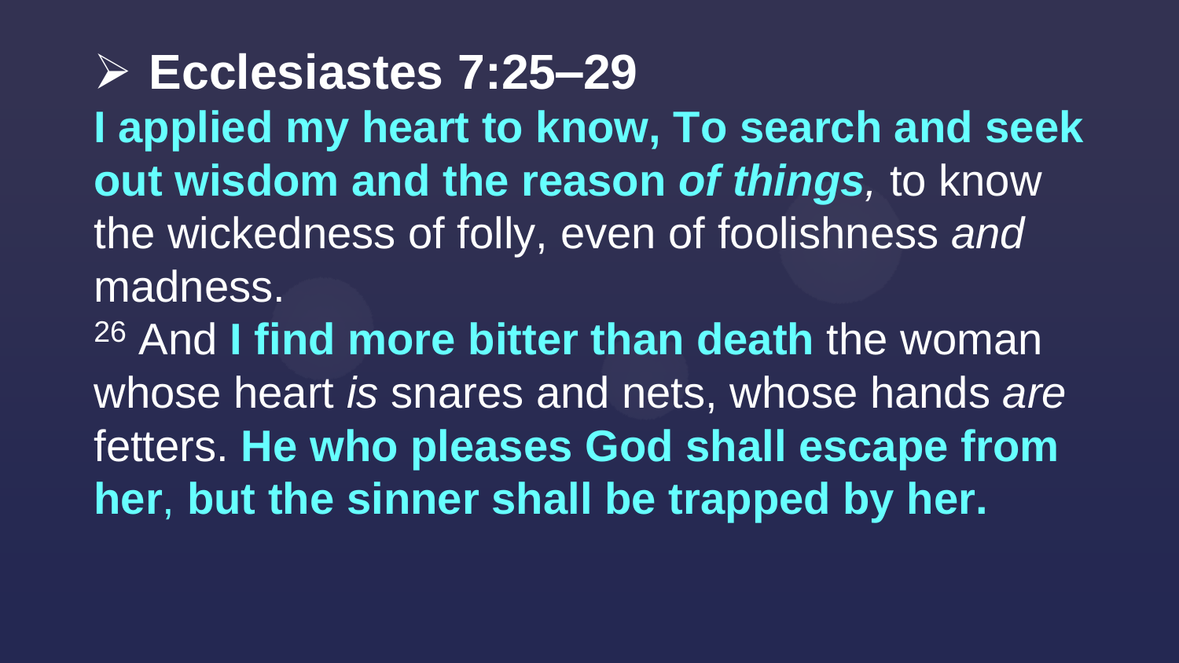## ➢ Ecclesiastes 7:25–29

**I applied my heart to know, To search and seek out wisdom and the reason *of things*,** to know the wickedness of folly, even of foolishness *and* madness.

[26] And **I find more bitter than death** the woman whose heart *is* snares and nets, whose hands *are* fetters. **He who pleases God shall escape from her, but the sinner shall be trapped by her.**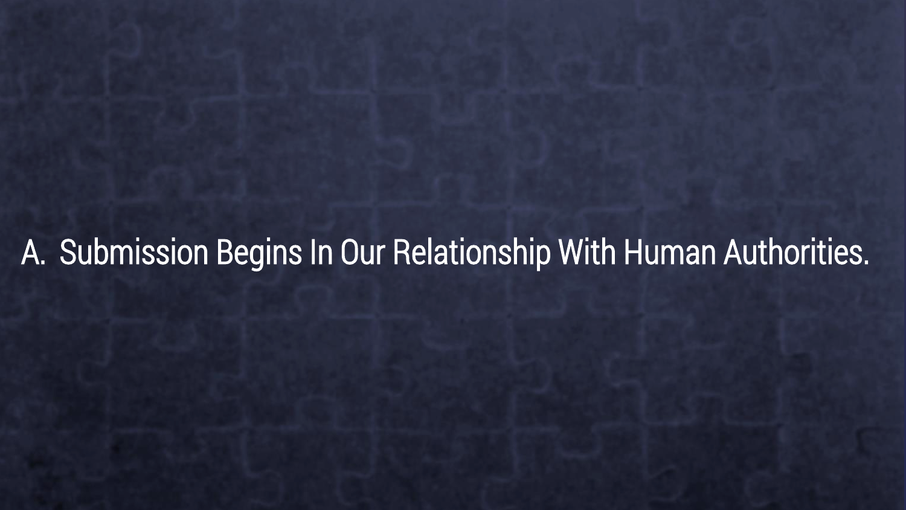A. Submission Begins In Our Relationship With Human Authorities.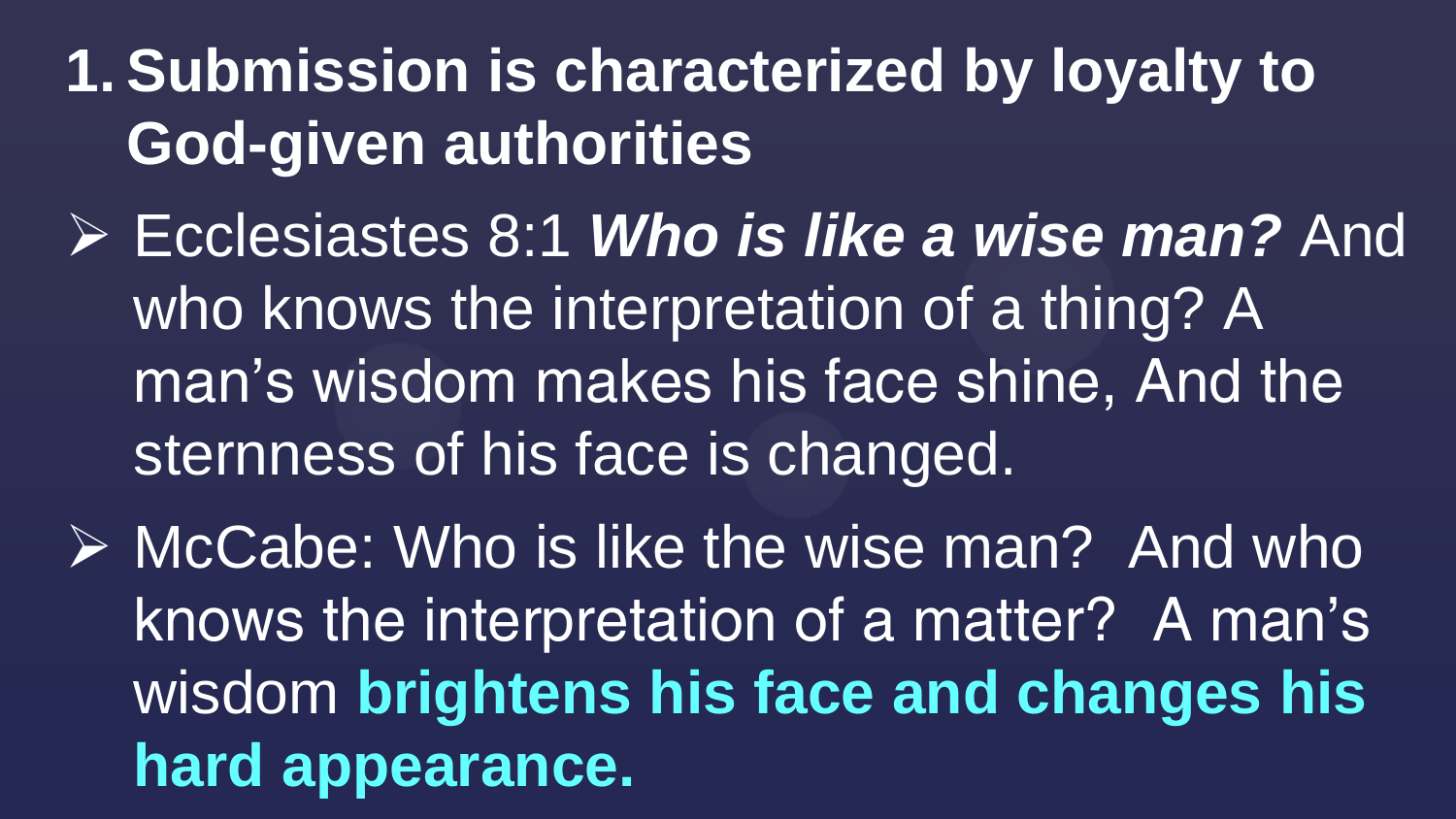1. **Submission is characterized by loyalty to God-given authorities**

- Ecclesiastes 8:1 ***Who is like a wise man?*** And who knows the interpretation of a thing? A man's wisdom makes his face shine, And the sternness of his face is changed.
- McCabe: Who is like the wise man? And who knows the interpretation of a matter? A man's wisdom **brightens his face and changes his hard appearance.**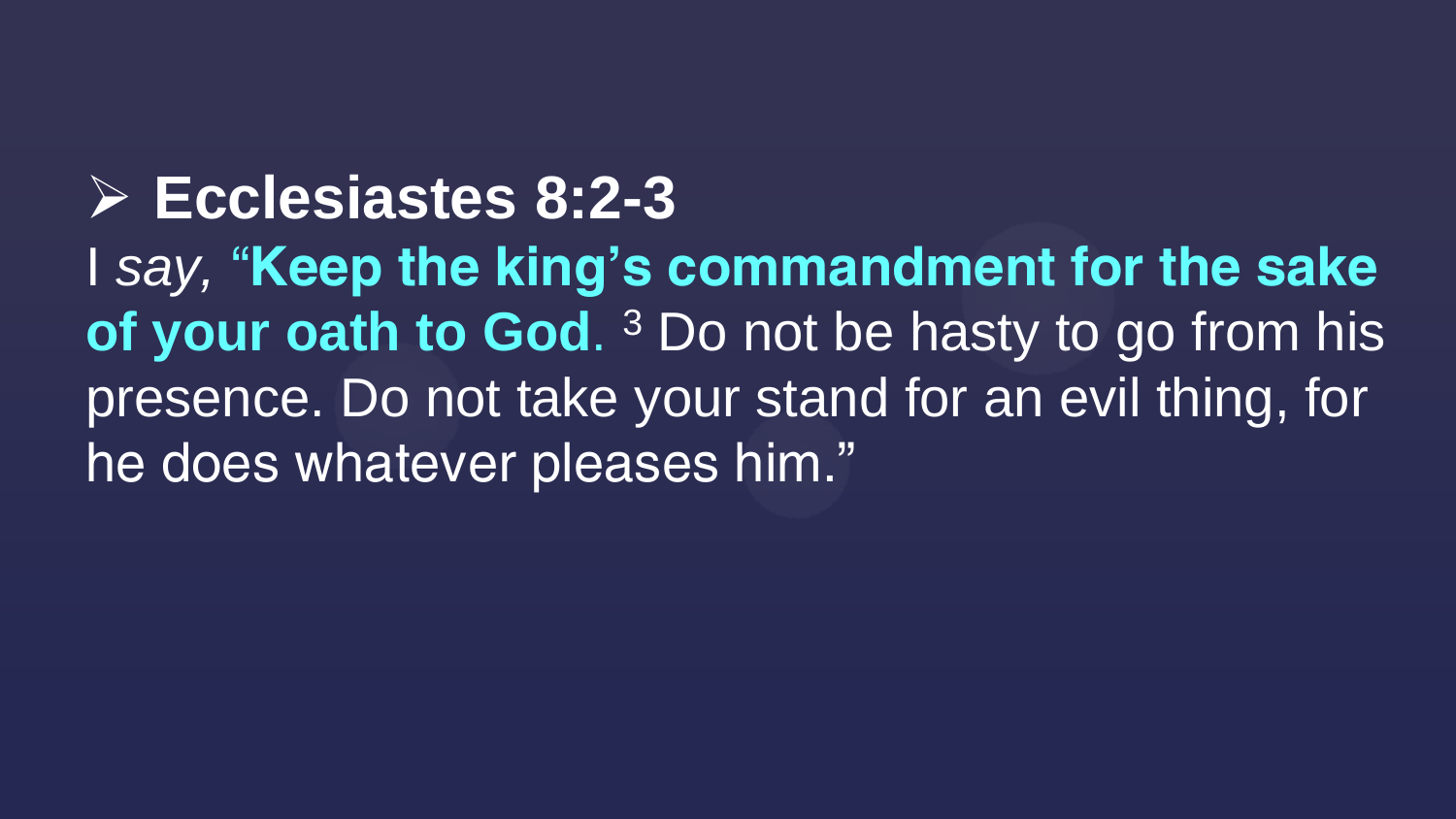- **Ecclesiastes 8:2-3**

I *say,* “**Keep the king’s commandment for the sake of your oath to God**. [3] Do not be hasty to go from his presence. Do not take your stand for an evil thing, for he does whatever pleases him.”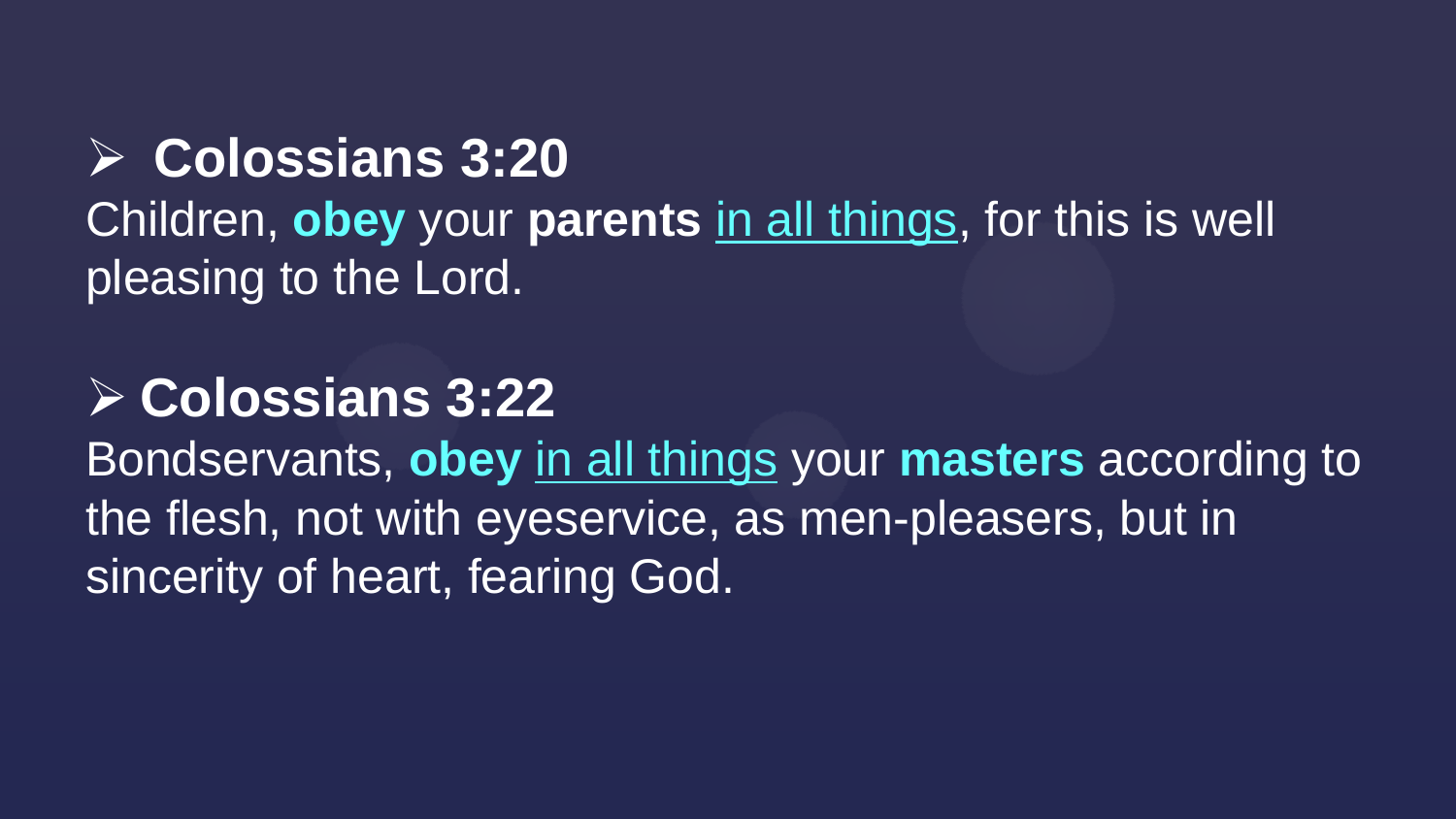- **Colossians 3:20**

Children, **obey** your **parents** <u>in all things</u>, for this is well pleasing to the Lord.

- **Colossians 3:22**

Bondservants, **obey** <u>in all things</u> your **masters** according to the flesh, not with eyeservice, as men-pleasers, but in sincerity of heart, fearing God.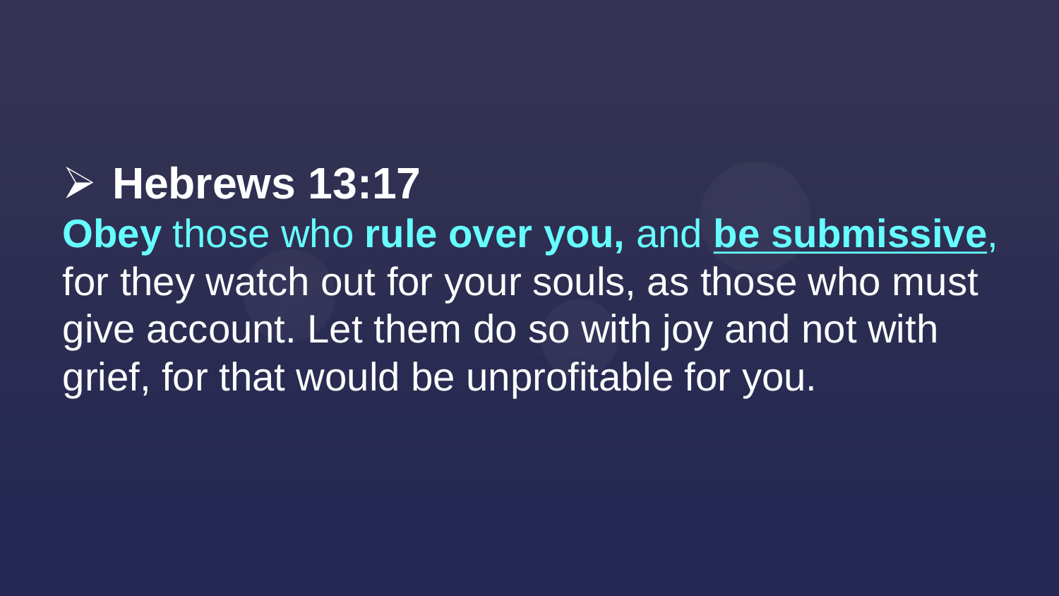- **Hebrews 13:17**

**Obey** those who **rule over you,** and **be submissive**, for they watch out for your souls, as those who must give account. Let them do so with joy and not with grief, for that would be unprofitable for you.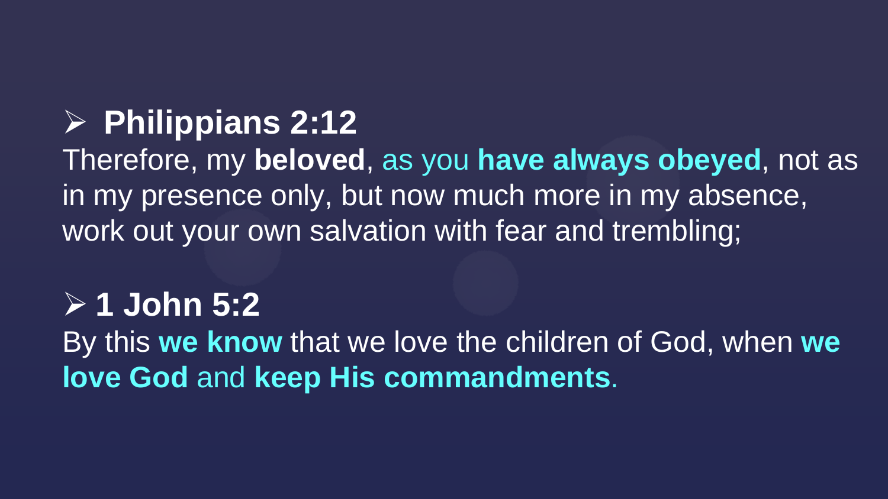- **Philippians 2:12**

Therefore, my **beloved**, as you **have always obeyed**, not as in my presence only, but now much more in my absence, work out your own salvation with fear and trembling;

- **1 John 5:2**

By this **we know** that we love the children of God, when **we love God** and **keep His commandments**.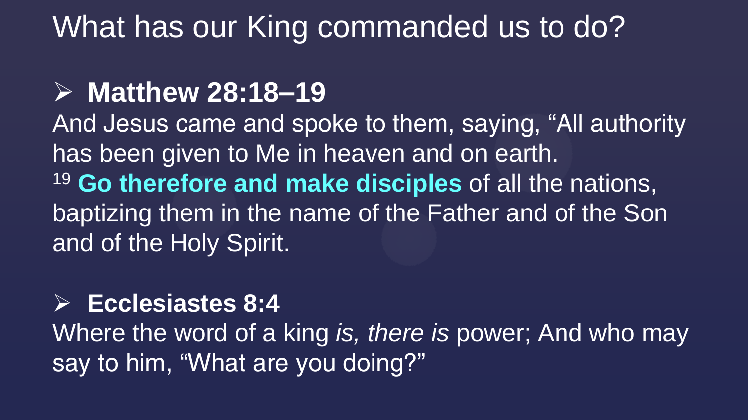# What has our King commanded us to do?

- **Matthew 28:18–19**

And Jesus came and spoke to them, saying, "All authority has been given to Me in heaven and on earth.
[19] **Go therefore and make disciples** of all the nations, baptizing them in the name of the Father and of the Son and of the Holy Spirit.

- **Ecclesiastes 8:4**

Where the word of a king *is, there is* power; And who may say to him, "What are you doing?"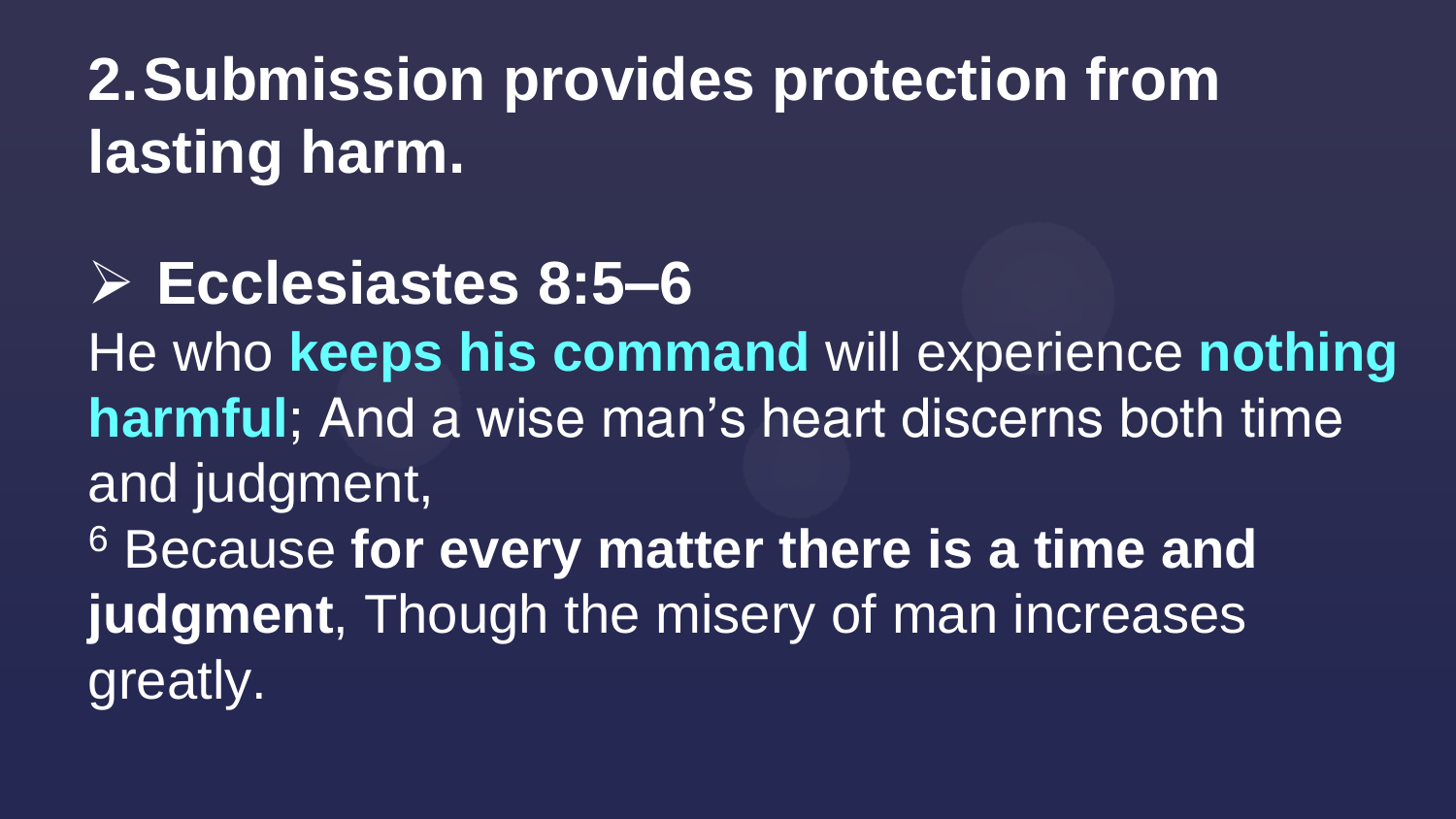## 2. Submission provides protection from lasting harm.

- **Ecclesiastes 8:5–6**

He who **keeps his command** will experience **nothing harmful**; And a wise man's heart discerns both time and judgment,

6 Because **for every matter there is a time and judgment**, Though the misery of man increases greatly.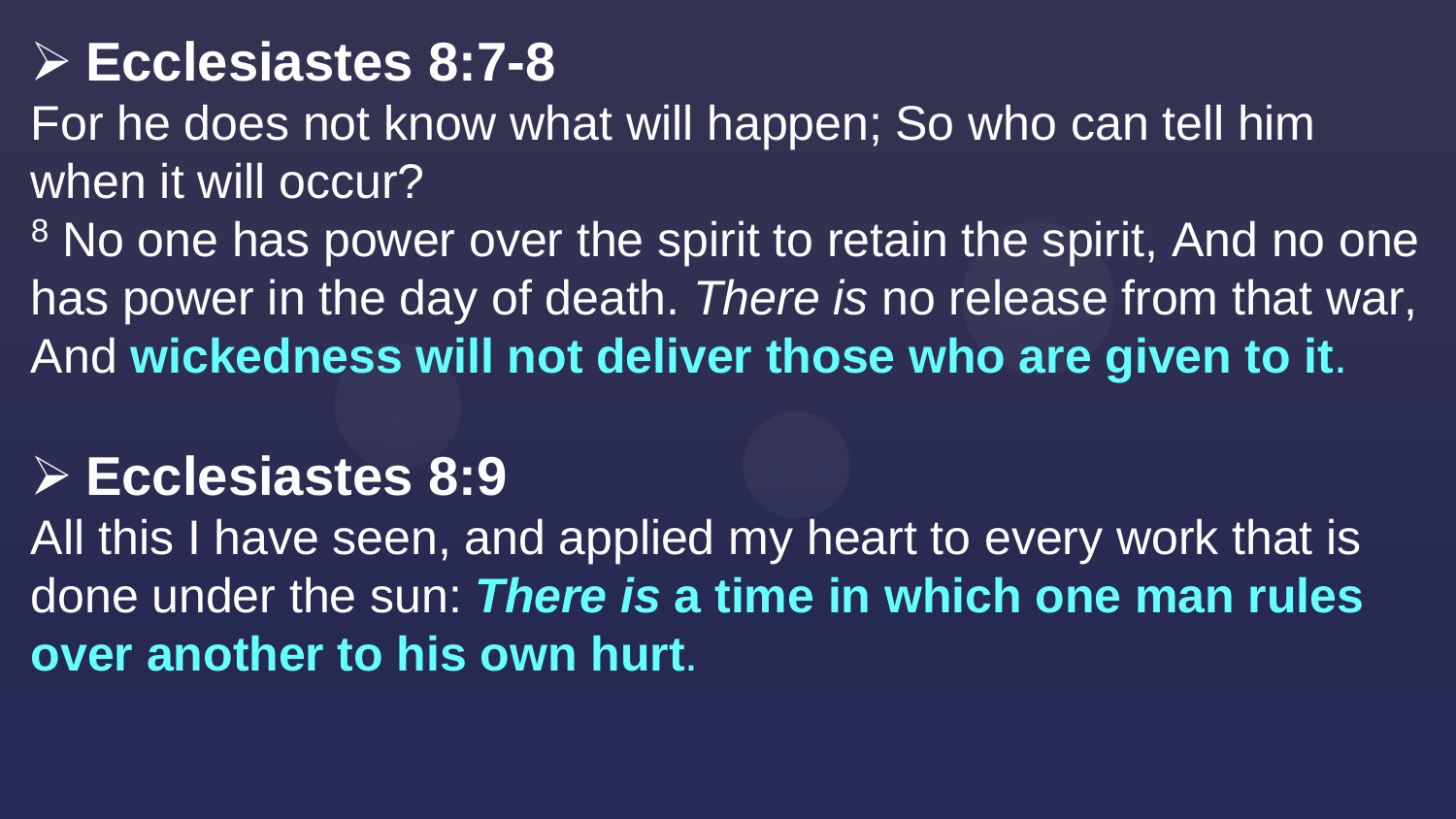- **Ecclesiastes 8:7-8**

For he does not know what will happen; So who can tell him when it will occur?

[8] No one has power over the spirit to retain the spirit, And no one has power in the day of death. *There is* no release from that war, And **wickedness will not deliver those who are given to it**.

- **Ecclesiastes 8:9**

All this I have seen, and applied my heart to every work that is done under the sun: ***There is*** **a time in which one man rules over another to his own hurt**.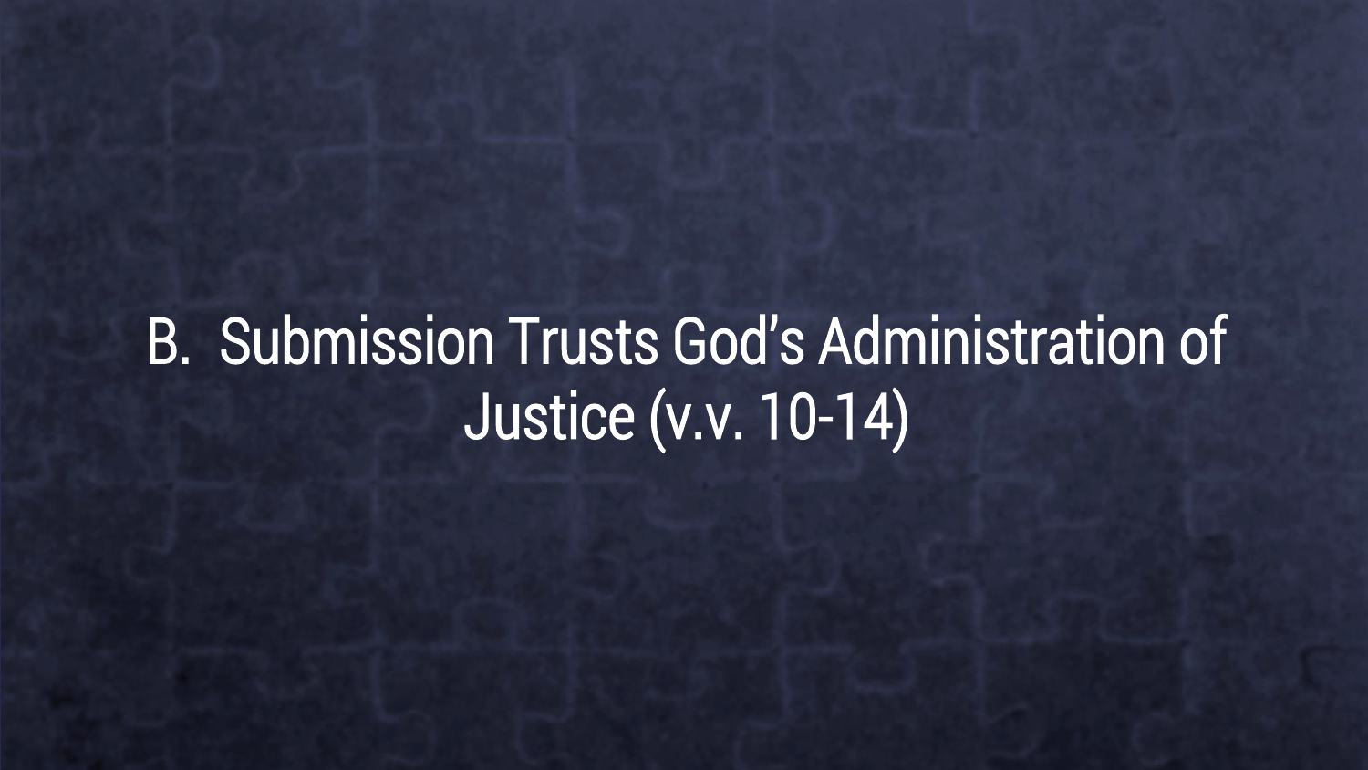# B. Submission Trusts God's Administration of Justice (v.v. 10-14)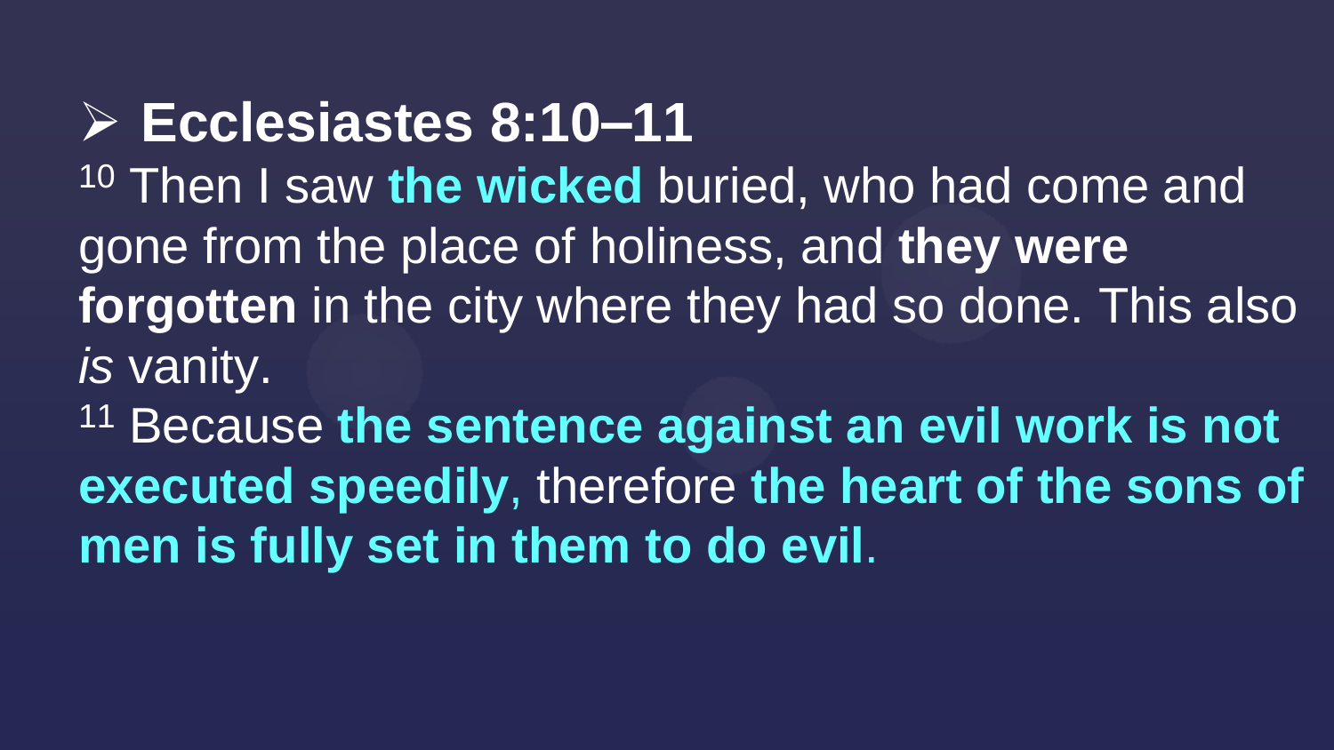## ➢ Ecclesiastes 8:10–11

[10] Then I saw **the wicked** buried, who had come and gone from the place of holiness, and **they were forgotten** in the city where they had so done. This also *is* vanity.

[11] Because **the sentence against an evil work is not executed speedily**, therefore **the heart of the sons of men is fully set in them to do evil**.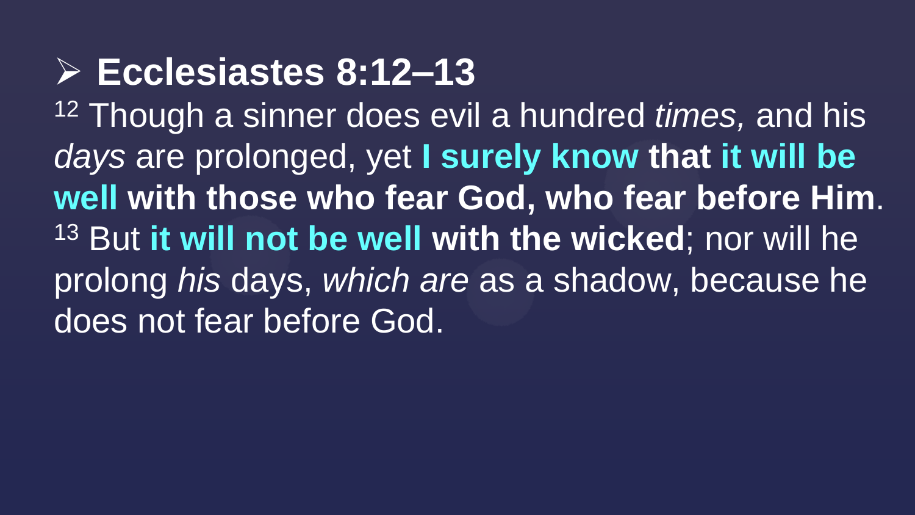- **Ecclesiastes 8:12–13**

[12] Though a sinner does evil a hundred *times,* and his *days* are prolonged, yet **I surely know that it will be well with those who fear God, who fear before Him**. [13] But **it will not be well with the wicked**; nor will he prolong *his* days, *which are* as a shadow, because he does not fear before God.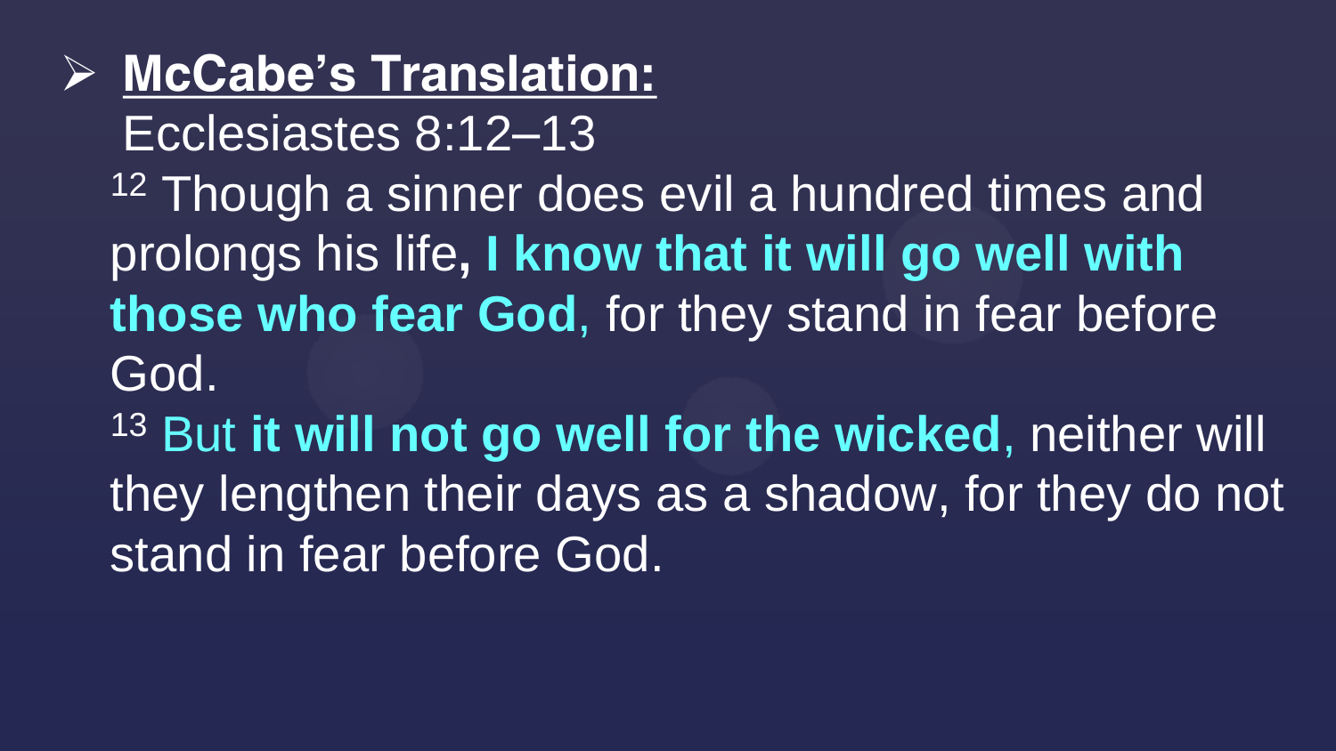- **McCabe's Translation:**

  Ecclesiastes 8:12–13

  [12] Though a sinner does evil a hundred times and prolongs his life, **I know that it will go well with those who fear God**, for they stand in fear before God.

  [13] But **it will not go well for the wicked**, neither will they lengthen their days as a shadow, for they do not stand in fear before God.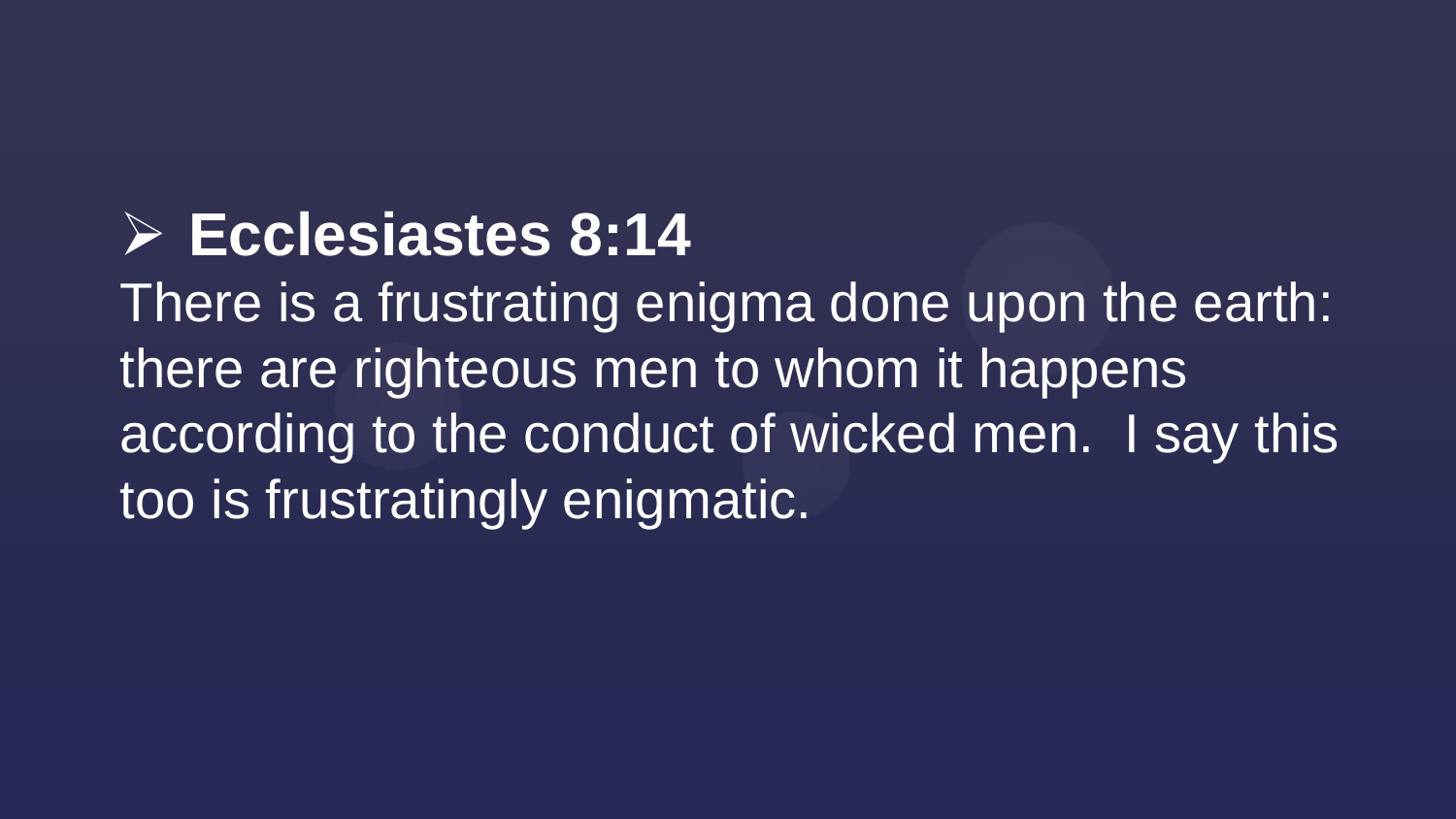- **Ecclesiastes 8:14**

There is a frustrating enigma done upon the earth: there are righteous men to whom it happens according to the conduct of wicked men. I say this too is frustratingly enigmatic.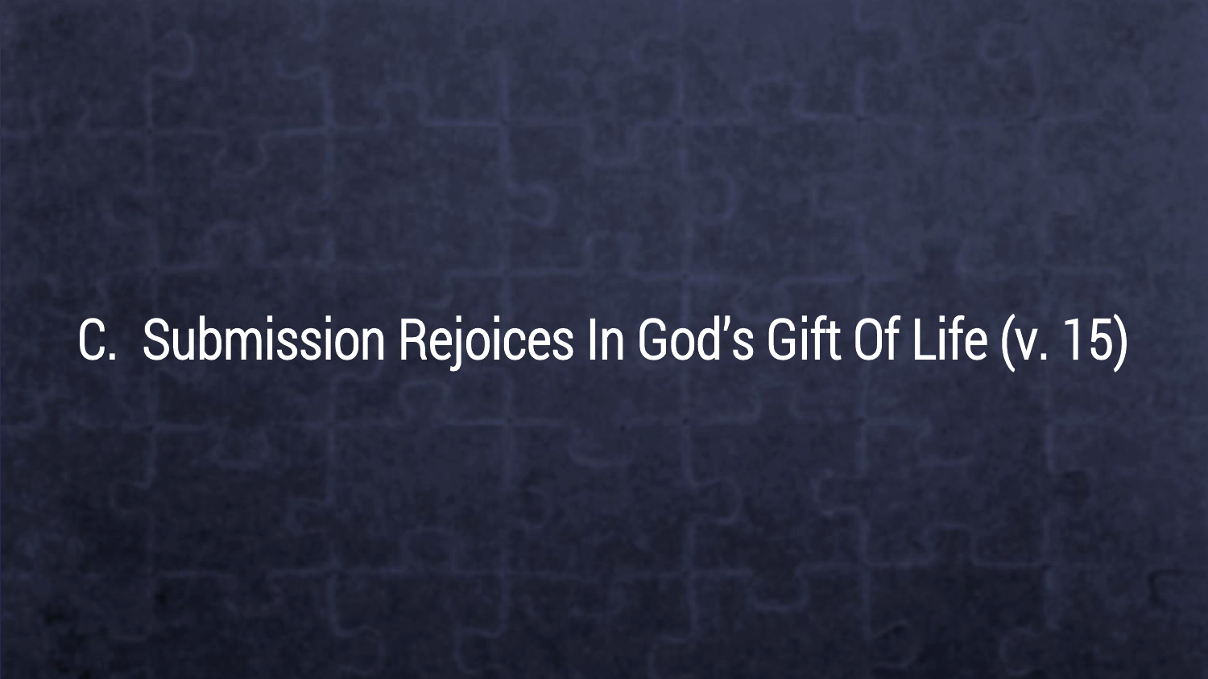## C. Submission Rejoices In God’s Gift Of Life (v. 15)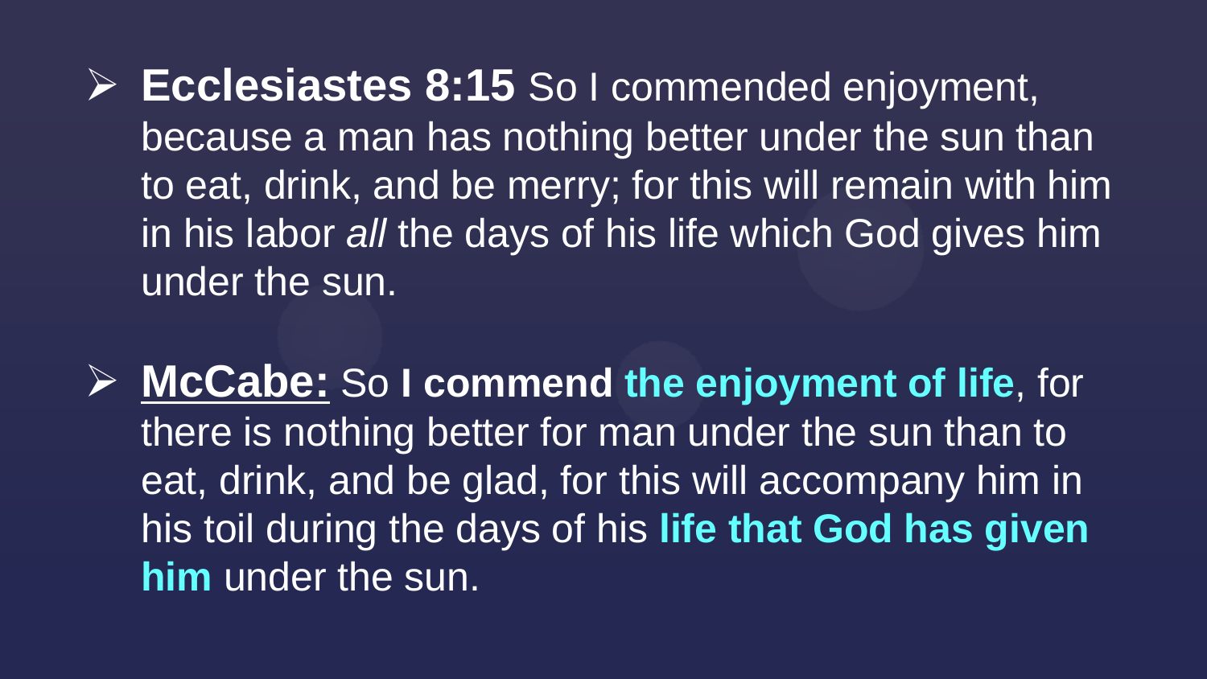- **Ecclesiastes 8:15** So I commended enjoyment, because a man has nothing better under the sun than to eat, drink, and be merry; for this will remain with him in his labor *all* the days of his life which God gives him under the sun.

- **McCabe:** So **I commend the enjoyment of life**, for there is nothing better for man under the sun than to eat, drink, and be glad, for this will accompany him in his toil during the days of his **life that God has given him** under the sun.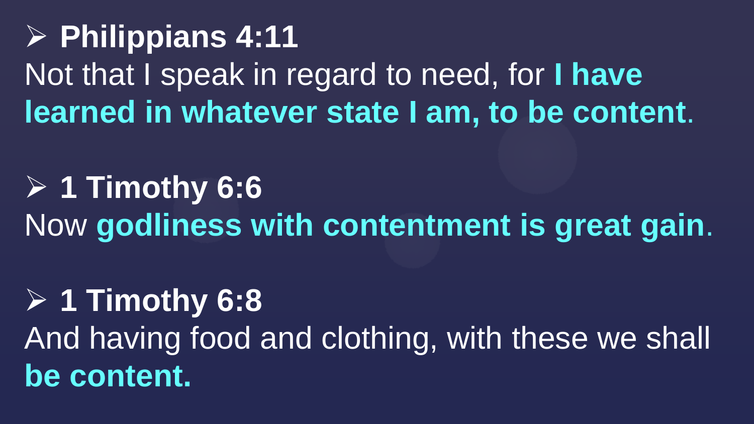- **Philippians 4:11**

Not that I speak in regard to need, for **I have learned in whatever state I am, to be content**.

- **1 Timothy 6:6**

Now **godliness with contentment is great gain**.

- **1 Timothy 6:8**

And having food and clothing, with these we shall **be content.**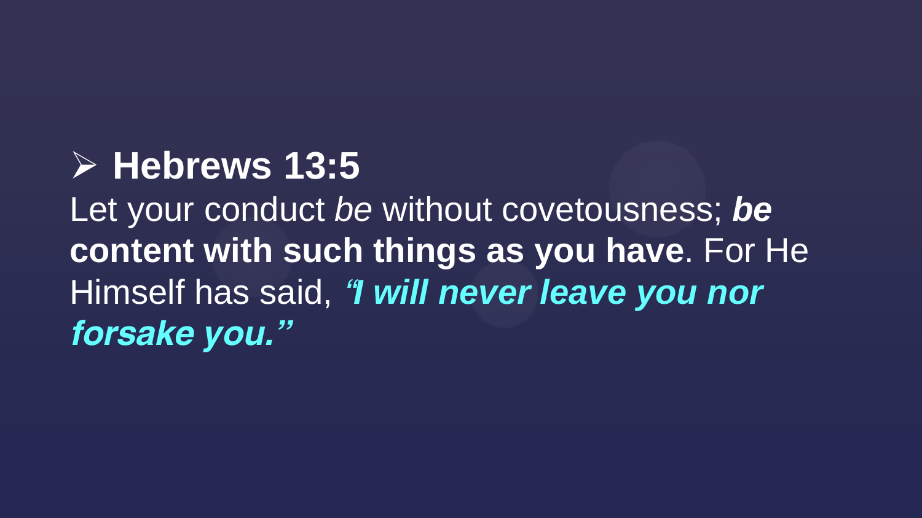- **Hebrews 13:5**

Let your conduct *be* without covetousness; ***be* content with such things as you have**. For He Himself has said, ***"I will never leave you nor forsake you."***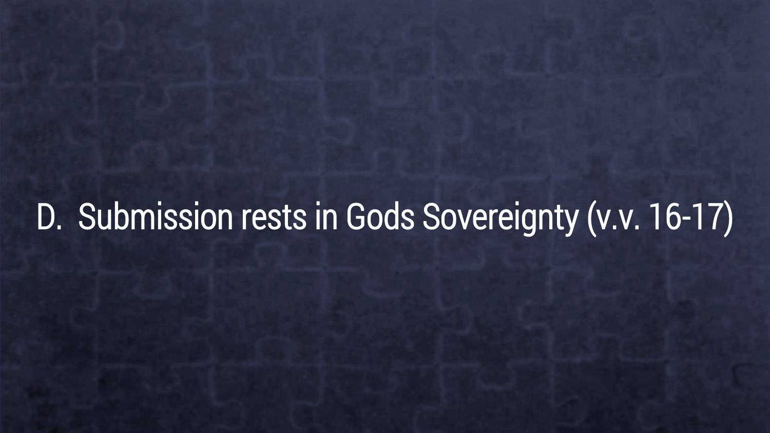D. Submission rests in Gods Sovereignty (v.v. 16-17)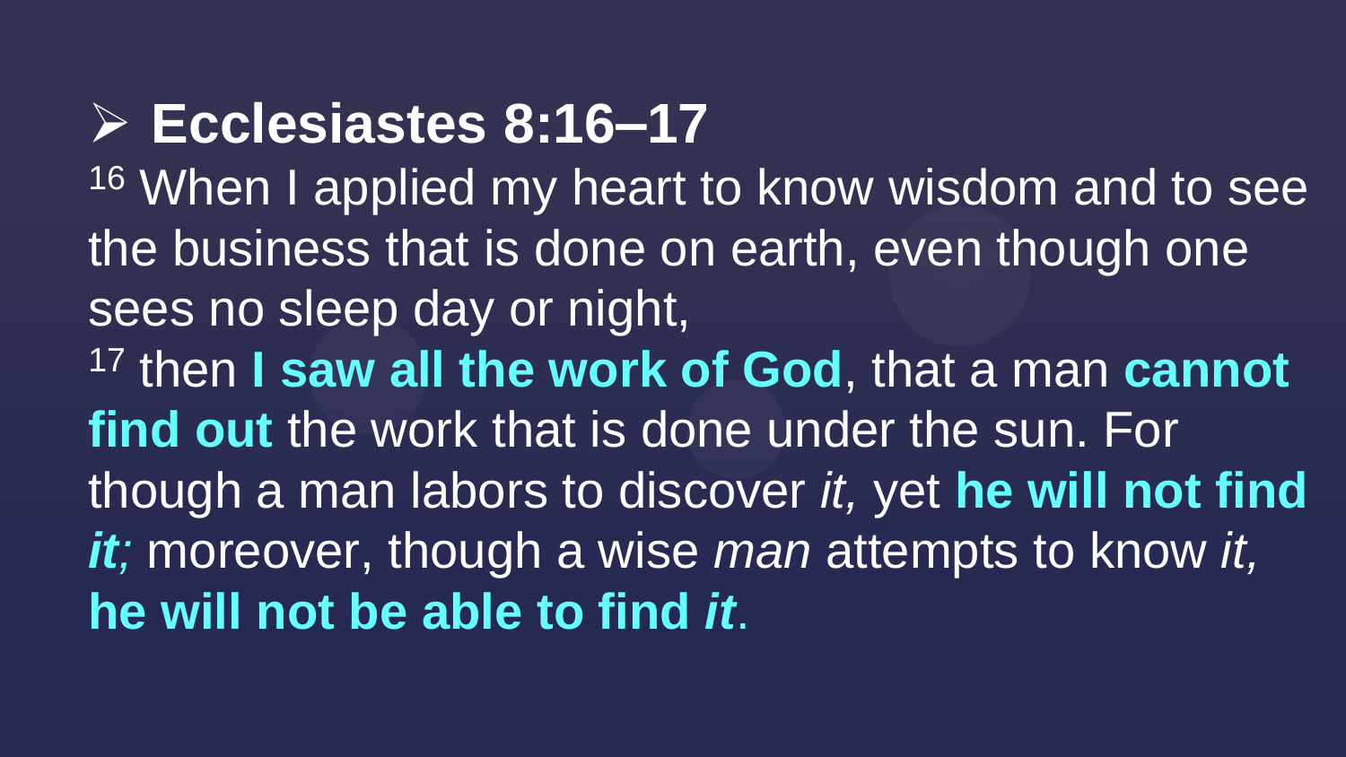- **Ecclesiastes 8:16–17**

16 When I applied my heart to know wisdom and to see the business that is done on earth, even though one sees no sleep day or night,

17 then **I saw all the work of God**, that a man **cannot find out** the work that is done under the sun. For though a man labors to discover *it,* yet **he will not find** ***it;*** moreover, though a wise *man* attempts to know *it,* **he will not be able to find** ***it***.